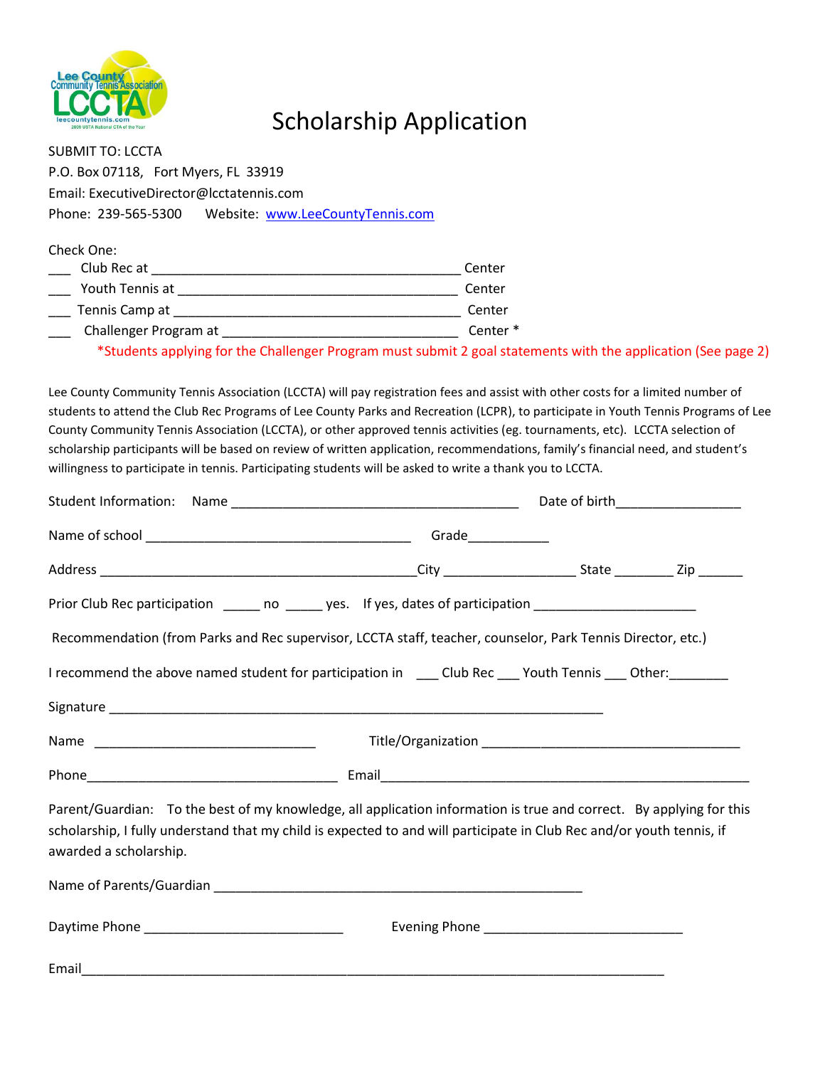# Scholarship Application

SUBMIT TO: LCCTA
P.O. Box 07118, Fort Myers, FL 33919
Email: ExecutiveDirector@lcctatennis.com
Phone: 239-565-5300 Website: www.LeeCountyTennis.com

Check One:

___ Club Rec at ________________________________________ Center
___ Youth Tennis at ____________________________________ Center
___ Tennis Camp at _____________________________________ Center
___ Challenger Program at ______________________________ Center *

*Students applying for the Challenger Program must submit 2 goal statements with the application (See page 2)

Lee County Community Tennis Association (LCCTA) will pay registration fees and assist with other costs for a limited number of students to attend the Club Rec Programs of Lee County Parks and Recreation (LCPR), to participate in Youth Tennis Programs of Lee County Community Tennis Association (LCCTA), or other approved tennis activities (eg. tournaments, etc). LCCTA selection of scholarship participants will be based on review of written application, recommendations, family's financial need, and student's willingness to participate in tennis. Participating students will be asked to write a thank you to LCCTA.

Student Information: Name ______________________________________ Date of birth________________

Name of school __________________________________ Grade__________

Address _________________________________________City _________________ State ________ Zip ______

Prior Club Rec participation _____ no _____ yes. If yes, dates of participation _____________________

Recommendation (from Parks and Rec supervisor, LCCTA staff, teacher, counselor, Park Tennis Director, etc.)

I recommend the above named student for participation in ___ Club Rec ___ Youth Tennis ___ Other:________

Signature _________________________________________________________________

Name _____________________________ Title/Organization __________________________________

Phone________________________________ Email_________________________________________________

Parent/Guardian: To the best of my knowledge, all application information is true and correct. By applying for this scholarship, I fully understand that my child is expected to and will participate in Club Rec and/or youth tennis, if awarded a scholarship.

Name of Parents/Guardian ________________________________________________

Daytime Phone __________________________ Evening Phone __________________________

Email____________________________________________________________________________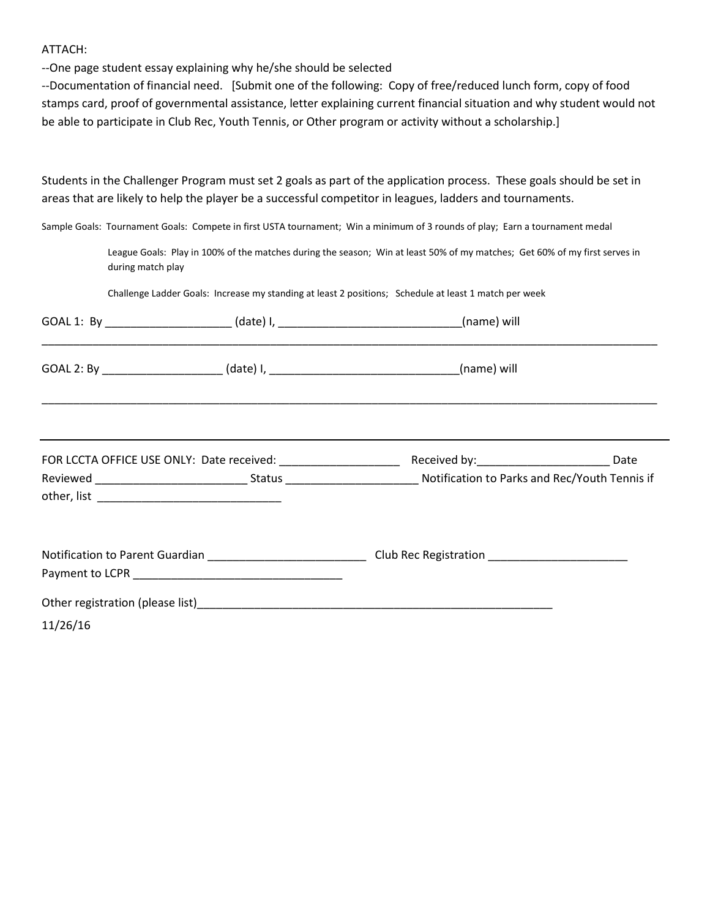ATTACH:

--One page student essay explaining why he/she should be selected

--Documentation of financial need. [Submit one of the following: Copy of free/reduced lunch form, copy of food stamps card, proof of governmental assistance, letter explaining current financial situation and why student would not be able to participate in Club Rec, Youth Tennis, or Other program or activity without a scholarship.]

Students in the Challenger Program must set 2 goals as part of the application process. These goals should be set in areas that are likely to help the player be a successful competitor in leagues, ladders and tournaments.

Sample Goals: Tournament Goals: Compete in first USTA tournament; Win a minimum of 3 rounds of play; Earn a tournament medal

League Goals: Play in 100% of the matches during the season; Win at least 50% of my matches; Get 60% of my first serves in during match play

Challenge Ladder Goals: Increase my standing at least 2 positions; Schedule at least 1 match per week

GOAL 1: By ____________________ (date) I, _____________________________(name) will

_____________________________________________________________________________________________

GOAL 2: By ___________________ (date) I, ______________________________(name) will

_____________________________________________________________________________________________

---

FOR LCCTA OFFICE USE ONLY: Date received: ___________________ Received by:_____________________ Date Reviewed ________________________ Status ____________________ Notification to Parks and Rec/Youth Tennis if other, list _____________________________

Notification to Parent Guardian ________________________ Club Rec Registration _____________________ Payment to LCPR ________________________________

Other registration (please list)_________________________________________________________

11/26/16